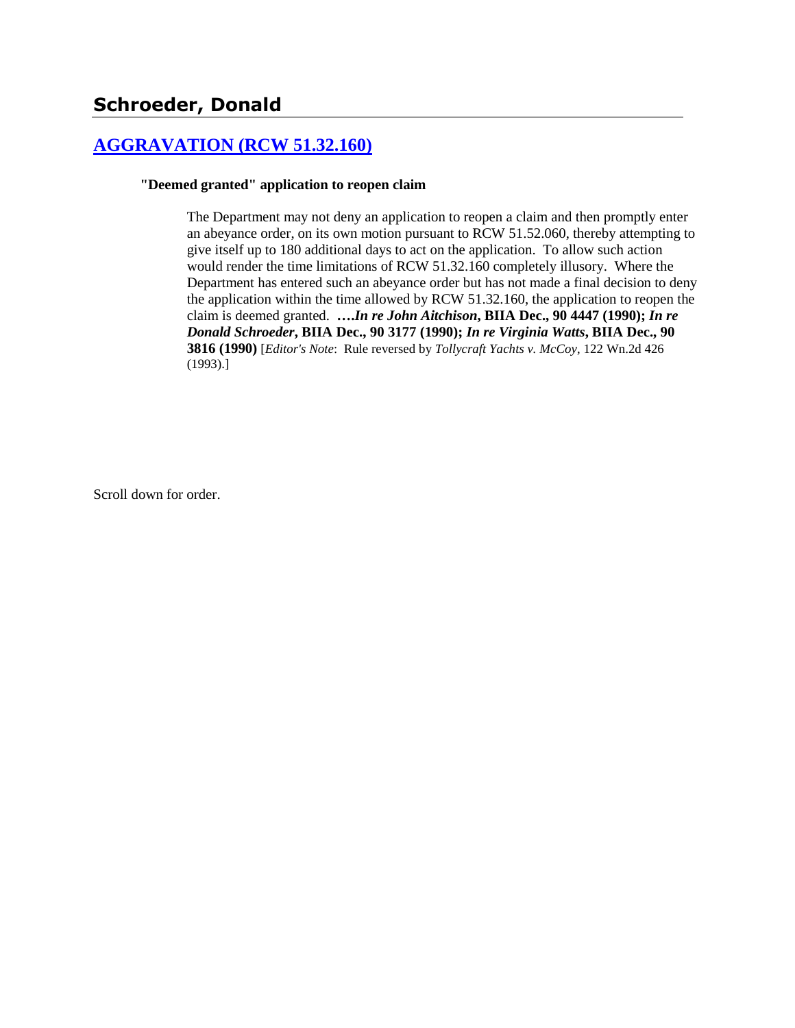# Schroeder, Donald

## [AGGRAVATION (RCW 51.32.160)]

**"Deemed granted" application to reopen claim**

The Department may not deny an application to reopen a claim and then promptly enter an abeyance order, on its own motion pursuant to RCW 51.52.060, thereby attempting to give itself up to 180 additional days to act on the application. To allow such action would render the time limitations of RCW 51.32.160 completely illusory. Where the Department has entered such an abeyance order but has not made a final decision to deny the application within the time allowed by RCW 51.32.160, the application to reopen the claim is deemed granted. **….*In re John Aitchison*, BIIA Dec., 90 4447 (1990); *In re Donald Schroeder*, BIIA Dec., 90 3177 (1990); *In re Virginia Watts*, BIIA Dec., 90 3816 (1990)** [*Editor's Note*: Rule reversed by *Tollycraft Yachts v. McCoy*, 122 Wn.2d 426 (1993).]

Scroll down for order.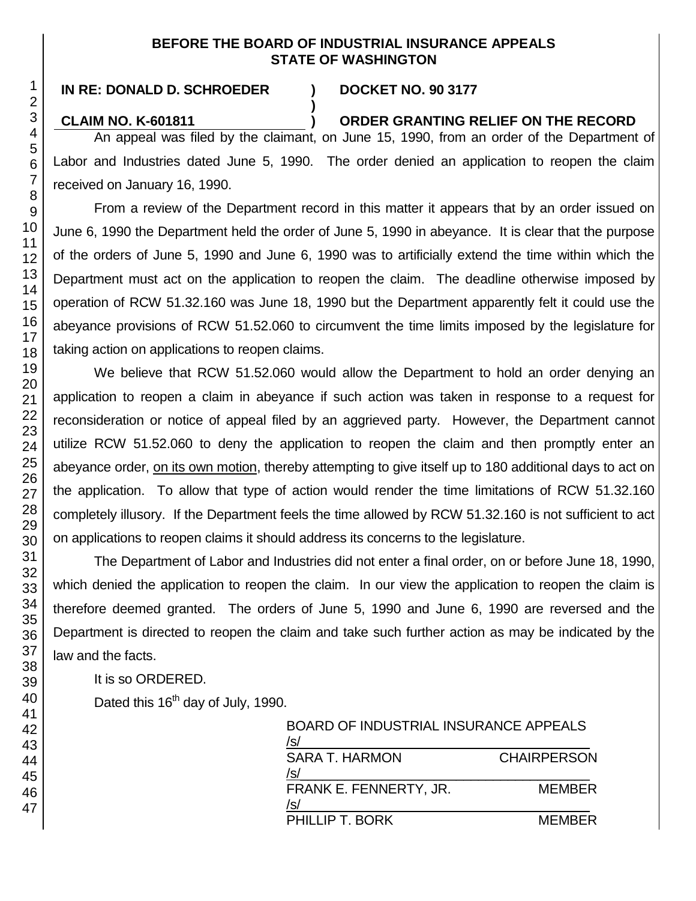**BEFORE THE BOARD OF INDUSTRIAL INSURANCE APPEALS**
**STATE OF WASHINGTON**

**IN RE: DONALD D. SCHROEDER ) DOCKET NO. 90 3177**
**)**
**CLAIM NO. K-601811 ) ORDER GRANTING RELIEF ON THE RECORD**

An appeal was filed by the claimant, on June 15, 1990, from an order of the Department of Labor and Industries dated June 5, 1990. The order denied an application to reopen the claim received on January 16, 1990.

From a review of the Department record in this matter it appears that by an order issued on June 6, 1990 the Department held the order of June 5, 1990 in abeyance. It is clear that the purpose of the orders of June 5, 1990 and June 6, 1990 was to artificially extend the time within which the Department must act on the application to reopen the claim. The deadline otherwise imposed by operation of RCW 51.32.160 was June 18, 1990 but the Department apparently felt it could use the abeyance provisions of RCW 51.52.060 to circumvent the time limits imposed by the legislature for taking action on applications to reopen claims.

We believe that RCW 51.52.060 would allow the Department to hold an order denying an application to reopen a claim in abeyance if such action was taken in response to a request for reconsideration or notice of appeal filed by an aggrieved party. However, the Department cannot utilize RCW 51.52.060 to deny the application to reopen the claim and then promptly enter an abeyance order, on its own motion, thereby attempting to give itself up to 180 additional days to act on the application. To allow that type of action would render the time limitations of RCW 51.32.160 completely illusory. If the Department feels the time allowed by RCW 51.32.160 is not sufficient to act on applications to reopen claims it should address its concerns to the legislature.

The Department of Labor and Industries did not enter a final order, on or before June 18, 1990, which denied the application to reopen the claim. In our view the application to reopen the claim is therefore deemed granted. The orders of June 5, 1990 and June 6, 1990 are reversed and the Department is directed to reopen the claim and take such further action as may be indicated by the law and the facts.

It is so ORDERED.

Dated this 16th day of July, 1990.

BOARD OF INDUSTRIAL INSURANCE APPEALS

/s/
SARA T. HARMON CHAIRPERSON

/s/
FRANK E. FENNERTY, JR. MEMBER

/s/
PHILLIP T. BORK MEMBER